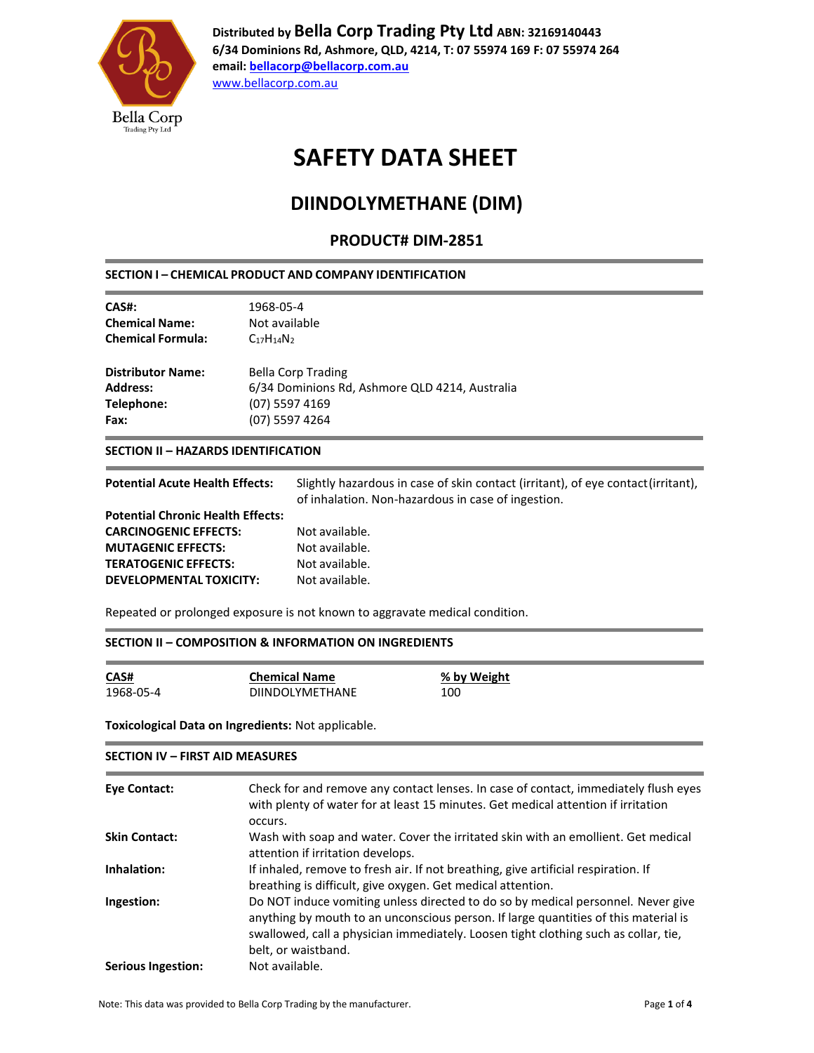**Distributed by Bella Corp Trading Pty Ltd ABN: 32169140443**
**6/34 Dominions Rd, Ashmore, QLD, 4214, T: 07 55974 169 F: 07 55974 264**
**email: bellacorp@bellacorp.com.au**
www.bellacorp.com.au

# SAFETY DATA SHEET

## DIINDOLYMETHANE (DIM)

### PRODUCT# DIM-2851

#### SECTION I – CHEMICAL PRODUCT AND COMPANY IDENTIFICATION

| | |
|---|---|
| **CAS#:** | 1968-05-4 |
| **Chemical Name:** | Not available |
| **Chemical Formula:** | $C_{17}H_{14}N_2$ |

| | |
|---|---|
| **Distributor Name:** | Bella Corp Trading |
| **Address:** | 6/34 Dominions Rd, Ashmore QLD 4214, Australia |
| **Telephone:** | (07) 5597 4169 |
| **Fax:** | (07) 5597 4264 |

#### SECTION II – HAZARDS IDENTIFICATION

| | |
|---|---|
| **Potential Acute Health Effects:** | Slightly hazardous in case of skin contact (irritant), of eye contact (irritant), of inhalation. Non-hazardous in case of ingestion. |
| **Potential Chronic Health Effects:** | |
| **CARCINOGENIC EFFECTS:** | Not available. |
| **MUTAGENIC EFFECTS:** | Not available. |
| **TERATOGENIC EFFECTS:** | Not available. |
| **DEVELOPMENTAL TOXICITY:** | Not available. |

Repeated or prolonged exposure is not known to aggravate medical condition.

#### SECTION II – COMPOSITION & INFORMATION ON INGREDIENTS

| CAS# | Chemical Name | % by Weight |
|---|---|---|
| 1968-05-4 | DIINDOLYMETHANE | 100 |

**Toxicological Data on Ingredients:** Not applicable.

#### SECTION IV – FIRST AID MEASURES

| | |
|---|---|
| **Eye Contact:** | Check for and remove any contact lenses. In case of contact, immediately flush eyes with plenty of water for at least 15 minutes. Get medical attention if irritation occurs. |
| **Skin Contact:** | Wash with soap and water. Cover the irritated skin with an emollient. Get medical attention if irritation develops. |
| **Inhalation:** | If inhaled, remove to fresh air. If not breathing, give artificial respiration. If breathing is difficult, give oxygen. Get medical attention. |
| **Ingestion:** | Do NOT induce vomiting unless directed to do so by medical personnel. Never give anything by mouth to an unconscious person. If large quantities of this material is swallowed, call a physician immediately. Loosen tight clothing such as collar, tie, belt, or waistband. |
| **Serious Ingestion:** | Not available. |

Note: This data was provided to Bella Corp Trading by the manufacturer.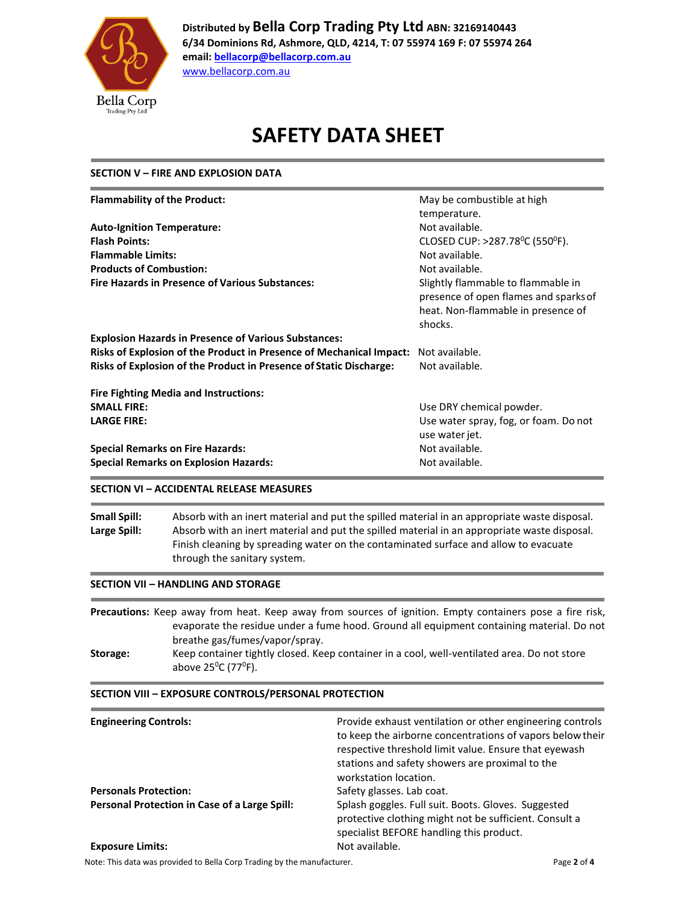Distributed by **Bella Corp Trading Pty Ltd** ABN: 32169140443
6/34 Dominions Rd, Ashmore, QLD, 4214, T: 07 55974 169 F: 07 55974 264
email: bellacorp@bellacorp.com.au
www.bellacorp.com.au

# SAFETY DATA SHEET

## SECTION V – FIRE AND EXPLOSION DATA

| | |
|---|---|
| **Flammability of the Product:** | May be combustible at high temperature. |
| **Auto-Ignition Temperature:** | Not available. |
| **Flash Points:** | CLOSED CUP: >287.78$^0$C (550$^0$F). |
| **Flammable Limits:** | Not available. |
| **Products of Combustion:** | Not available. |
| **Fire Hazards in Presence of Various Substances:** | Slightly flammable to flammable in presence of open flames and sparks of heat. Non-flammable in presence of shocks. |
| **Explosion Hazards in Presence of Various Substances:** | |
| **Risks of Explosion of the Product in Presence of Mechanical Impact:** | Not available. |
| **Risks of Explosion of the Product in Presence of Static Discharge:** | Not available. |
| **Fire Fighting Media and Instructions:** | |
| **SMALL FIRE:** | Use DRY chemical powder. |
| **LARGE FIRE:** | Use water spray, fog, or foam. Do not use water jet. |
| **Special Remarks on Fire Hazards:** | Not available. |
| **Special Remarks on Explosion Hazards:** | Not available. |

## SECTION VI – ACCIDENTAL RELEASE MEASURES

**Small Spill:** Absorb with an inert material and put the spilled material in an appropriate waste disposal.

**Large Spill:** Absorb with an inert material and put the spilled material in an appropriate waste disposal. Finish cleaning by spreading water on the contaminated surface and allow to evacuate through the sanitary system.

## SECTION VII – HANDLING AND STORAGE

**Precautions:** Keep away from heat. Keep away from sources of ignition. Empty containers pose a fire risk, evaporate the residue under a fume hood. Ground all equipment containing material. Do not breathe gas/fumes/vapor/spray.

**Storage:** Keep container tightly closed. Keep container in a cool, well-ventilated area. Do not store above 25$^0$C (77$^0$F).

## SECTION VIII – EXPOSURE CONTROLS/PERSONAL PROTECTION

| | |
|---|---|
| **Engineering Controls:** | Provide exhaust ventilation or other engineering controls to keep the airborne concentrations of vapors below their respective threshold limit value. Ensure that eyewash stations and safety showers are proximal to the workstation location. |
| **Personals Protection:** | Safety glasses. Lab coat. |
| **Personal Protection in Case of a Large Spill:** | Splash goggles. Full suit. Boots. Gloves. Suggested protective clothing might not be sufficient. Consult a specialist BEFORE handling this product. |
| **Exposure Limits:** | Not available. |

Note: This data was provided to Bella Corp Trading by the manufacturer.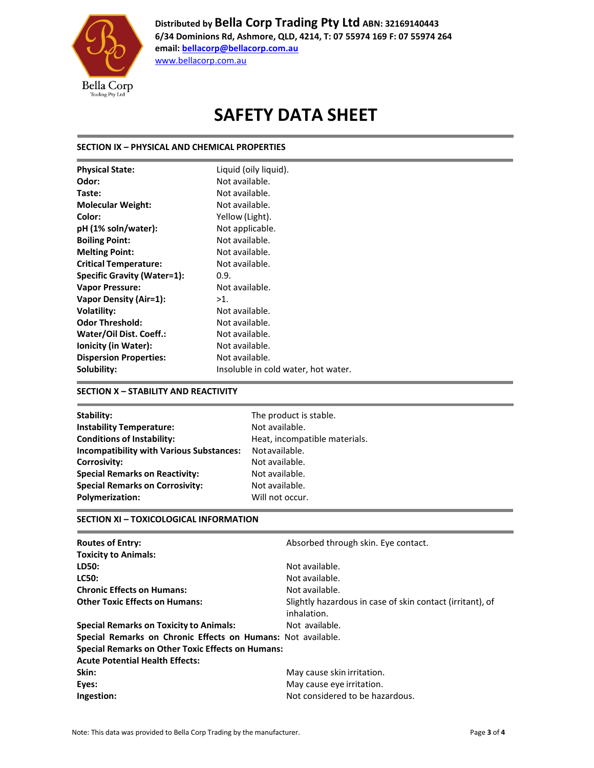Distributed by **Bella Corp Trading Pty Ltd** ABN: 32169140443
6/34 Dominions Rd, Ashmore, QLD, 4214, T: 07 55974 169 F: 07 55974 264
email: bellacorp@bellacorp.com.au
www.bellacorp.com.au

# SAFETY DATA SHEET

## SECTION IX – PHYSICAL AND CHEMICAL PROPERTIES

| | |
|---|---|
| **Physical State:** | Liquid (oily liquid). |
| **Odor:** | Not available. |
| **Taste:** | Not available. |
| **Molecular Weight:** | Not available. |
| **Color:** | Yellow (Light). |
| **pH (1% soln/water):** | Not applicable. |
| **Boiling Point:** | Not available. |
| **Melting Point:** | Not available. |
| **Critical Temperature:** | Not available. |
| **Specific Gravity (Water=1):** | 0.9. |
| **Vapor Pressure:** | Not available. |
| **Vapor Density (Air=1):** | >1. |
| **Volatility:** | Not available. |
| **Odor Threshold:** | Not available. |
| **Water/Oil Dist. Coeff.:** | Not available. |
| **Ionicity (in Water):** | Not available. |
| **Dispersion Properties:** | Not available. |
| **Solubility:** | Insoluble in cold water, hot water. |

## SECTION X – STABILITY AND REACTIVITY

| | |
|---|---|
| **Stability:** | The product is stable. |
| **Instability Temperature:** | Not available. |
| **Conditions of Instability:** | Heat, incompatible materials. |
| **Incompatibility with Various Substances:** | Not available. |
| **Corrosivity:** | Not available. |
| **Special Remarks on Reactivity:** | Not available. |
| **Special Remarks on Corrosivity:** | Not available. |
| **Polymerization:** | Will not occur. |

## SECTION XI – TOXICOLOGICAL INFORMATION

| | |
|---|---|
| **Routes of Entry:** | Absorbed through skin. Eye contact. |
| **Toxicity to Animals:** | |
| **LD50:** | Not available. |
| **LC50:** | Not available. |
| **Chronic Effects on Humans:** | Not available. |
| **Other Toxic Effects on Humans:** | Slightly hazardous in case of skin contact (irritant), of inhalation. |
| **Special Remarks on Toxicity to Animals:** | Not available. |
| **Special Remarks on Chronic Effects on Humans:** | Not available. |
| **Special Remarks on Other Toxic Effects on Humans:** | |
| **Acute Potential Health Effects:** | |
| **Skin:** | May cause skin irritation. |
| **Eyes:** | May cause eye irritation. |
| **Ingestion:** | Not considered to be hazardous. |

Note: This data was provided to Bella Corp Trading by the manufacturer.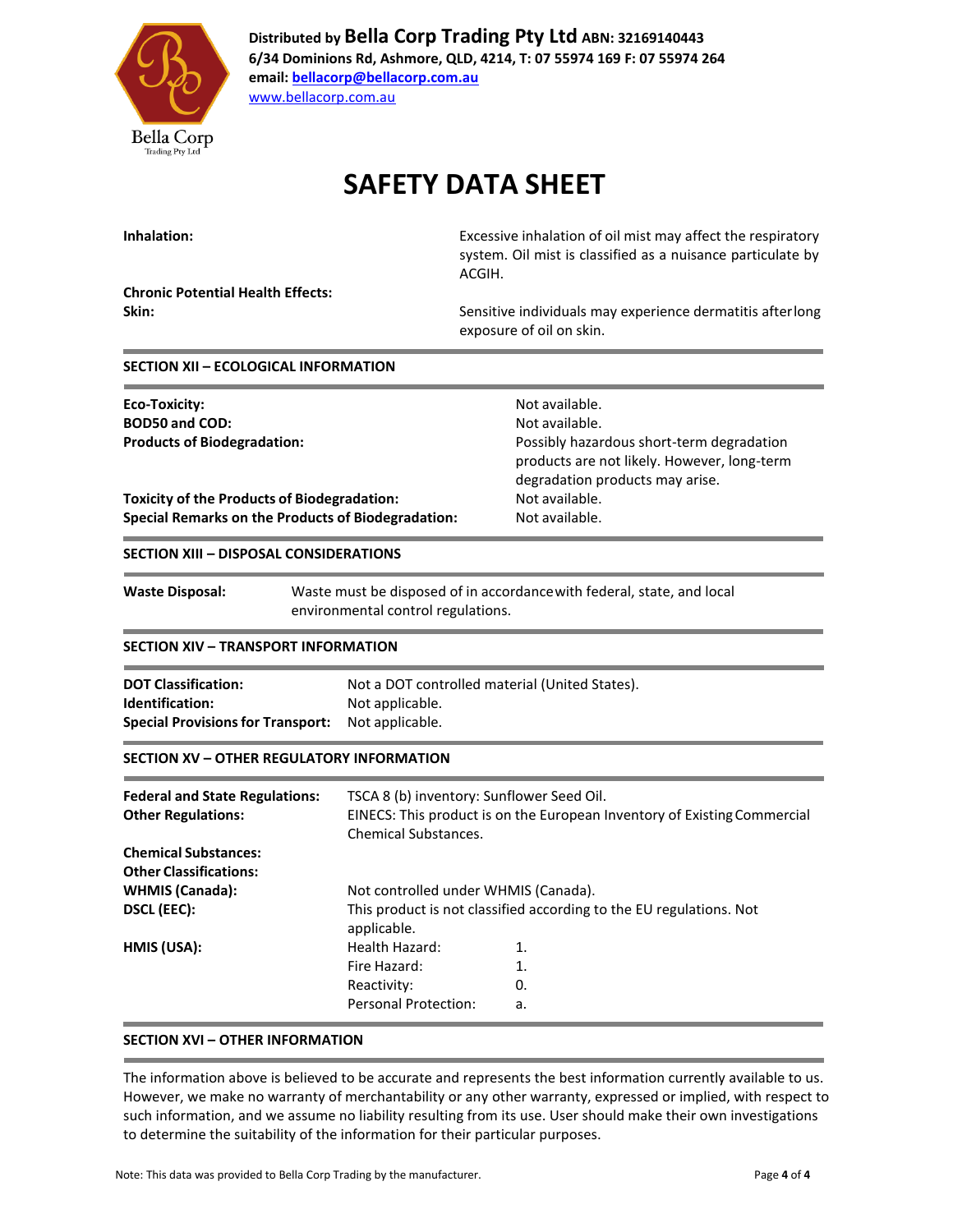Distributed by **Bella Corp Trading Pty Ltd** ABN: 32169140443
6/34 Dominions Rd, Ashmore, QLD, 4214, T: 07 55974 169 F: 07 55974 264
email: bellacorp@bellacorp.com.au
www.bellacorp.com.au

# SAFETY DATA SHEET

| | |
|---|---|
| **Inhalation:** | Excessive inhalation of oil mist may affect the respiratory system. Oil mist is classified as a nuisance particulate by ACGIH. |
| **Chronic Potential Health Effects:** | |
| **Skin:** | Sensitive individuals may experience dermatitis afterlong exposure of oil on skin. |

## SECTION XII – ECOLOGICAL INFORMATION

| | |
|---|---|
| **Eco-Toxicity:** | Not available. |
| **BOD50 and COD:** | Not available. |
| **Products of Biodegradation:** | Possibly hazardous short-term degradation products are not likely. However, long-term degradation products may arise. |
| **Toxicity of the Products of Biodegradation:** | Not available. |
| **Special Remarks on the Products of Biodegradation:** | Not available. |

## SECTION XIII – DISPOSAL CONSIDERATIONS

| | |
|---|---|
| **Waste Disposal:** | Waste must be disposed of in accordancewith federal, state, and local environmental control regulations. |

## SECTION XIV – TRANSPORT INFORMATION

| | |
|---|---|
| **DOT Classification:** | Not a DOT controlled material (United States). |
| **Identification:** | Not applicable. |
| **Special Provisions for Transport:** | Not applicable. |

## SECTION XV – OTHER REGULATORY INFORMATION

| | | |
|---|---|---|
| **Federal and State Regulations:** | TSCA 8 (b) inventory: Sunflower Seed Oil. | |
| **Other Regulations:** | EINECS: This product is on the European Inventory of Existing Commercial Chemical Substances. | |
| **Chemical Substances:** | | |
| **Other Classifications:** | | |
| **WHMIS (Canada):** | Not controlled under WHMIS (Canada). | |
| **DSCL (EEC):** | This product is not classified according to the EU regulations. Not applicable. | |
| **HMIS (USA):** | Health Hazard: | 1. |
| | Fire Hazard: | 1. |
| | Reactivity: | 0. |
| | Personal Protection: | a. |

## SECTION XVI – OTHER INFORMATION

The information above is believed to be accurate and represents the best information currently available to us. However, we make no warranty of merchantability or any other warranty, expressed or implied, with respect to such information, and we assume no liability resulting from its use. User should make their own investigations to determine the suitability of the information for their particular purposes.

Note: This data was provided to Bella Corp Trading by the manufacturer.